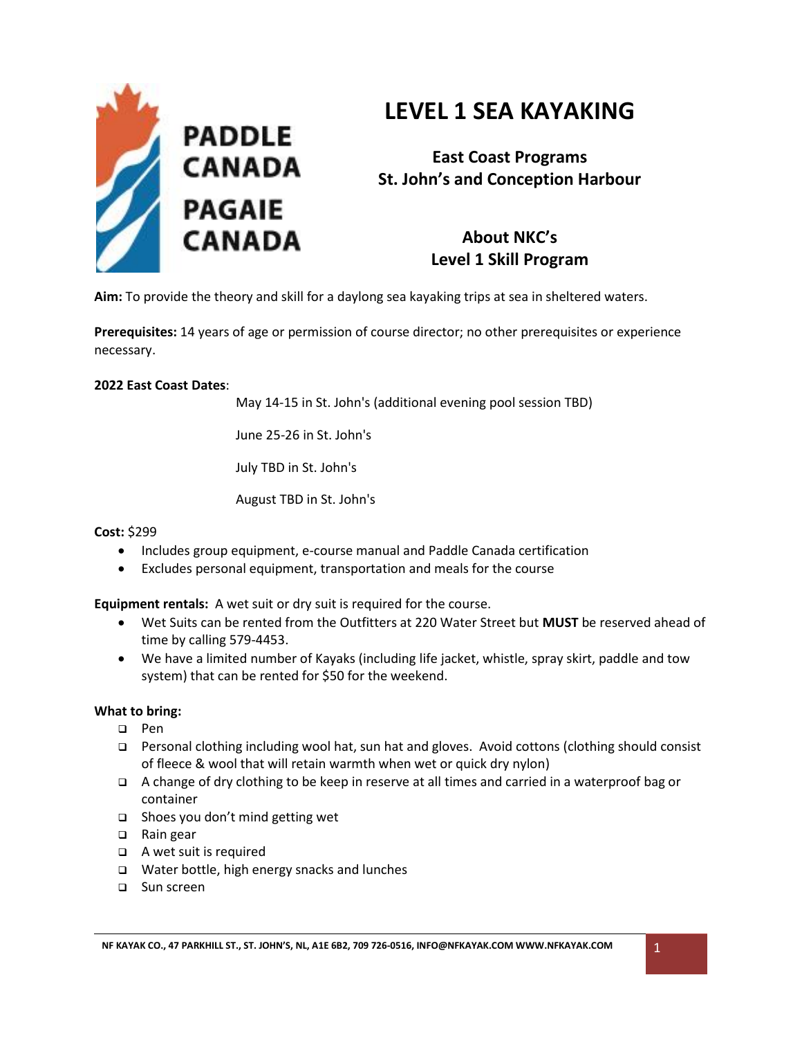PADDLE CANADA

PAGAIE CANADA

# LEVEL 1 SEA KAYAKING

## East Coast Programs
## St. John's and Conception Harbour

## About NKC's
## Level 1 Skill Program

**Aim:** To provide the theory and skill for a daylong sea kayaking trips at sea in sheltered waters.

**Prerequisites:** 14 years of age or permission of course director; no other prerequisites or experience necessary.

**2022 East Coast Dates**:

May 14-15 in St. John's (additional evening pool session TBD)

June 25-26 in St. John's

July TBD in St. John's

August TBD in St. John's

**Cost:** $299

- Includes group equipment, e-course manual and Paddle Canada certification
- Excludes personal equipment, transportation and meals for the course

**Equipment rentals:** A wet suit or dry suit is required for the course.

- Wet Suits can be rented from the Outfitters at 220 Water Street but **MUST** be reserved ahead of time by calling 579-4453.
- We have a limited number of Kayaks (including life jacket, whistle, spray skirt, paddle and tow system) that can be rented for $50 for the weekend.

**What to bring:**

- Pen
- Personal clothing including wool hat, sun hat and gloves. Avoid cottons (clothing should consist of fleece & wool that will retain warmth when wet or quick dry nylon)
- A change of dry clothing to be keep in reserve at all times and carried in a waterproof bag or container
- Shoes you don't mind getting wet
- Rain gear
- A wet suit is required
- Water bottle, high energy snacks and lunches
- Sun screen

NF KAYAK CO., 47 PARKHILL ST., ST. JOHN'S, NL, A1E 6B2, 709 726-0516, INFO@NFKAYAK.COM WWW.NFKAYAK.COM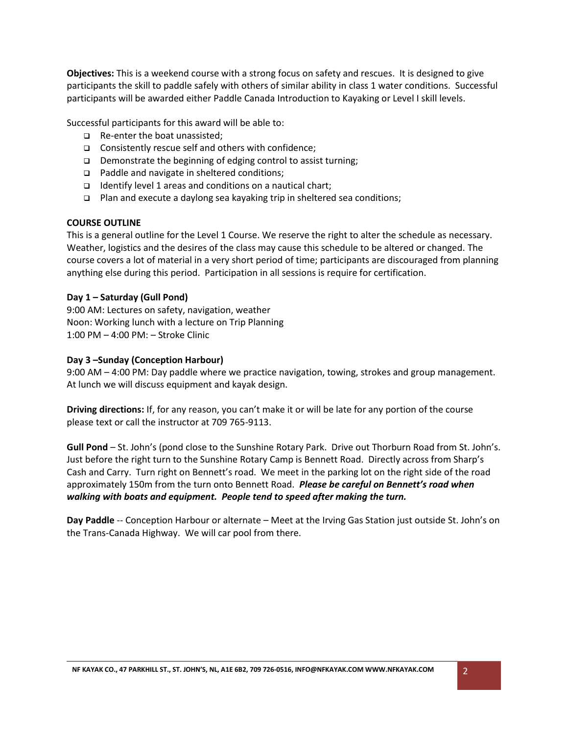**Objectives:** This is a weekend course with a strong focus on safety and rescues. It is designed to give participants the skill to paddle safely with others of similar ability in class 1 water conditions. Successful participants will be awarded either Paddle Canada Introduction to Kayaking or Level I skill levels.

Successful participants for this award will be able to:

- Re-enter the boat unassisted;
- Consistently rescue self and others with confidence;
- Demonstrate the beginning of edging control to assist turning;
- Paddle and navigate in sheltered conditions;
- Identify level 1 areas and conditions on a nautical chart;
- Plan and execute a daylong sea kayaking trip in sheltered sea conditions;

**COURSE OUTLINE**

This is a general outline for the Level 1 Course. We reserve the right to alter the schedule as necessary. Weather, logistics and the desires of the class may cause this schedule to be altered or changed. The course covers a lot of material in a very short period of time; participants are discouraged from planning anything else during this period. Participation in all sessions is require for certification.

**Day 1 – Saturday (Gull Pond)**

9:00 AM: Lectures on safety, navigation, weather
Noon: Working lunch with a lecture on Trip Planning
1:00 PM – 4:00 PM: – Stroke Clinic

**Day 3 –Sunday (Conception Harbour)**

9:00 AM – 4:00 PM: Day paddle where we practice navigation, towing, strokes and group management. At lunch we will discuss equipment and kayak design.

**Driving directions:** If, for any reason, you can't make it or will be late for any portion of the course please text or call the instructor at 709 765-9113.

**Gull Pond** – St. John's (pond close to the Sunshine Rotary Park. Drive out Thorburn Road from St. John's. Just before the right turn to the Sunshine Rotary Camp is Bennett Road. Directly across from Sharp's Cash and Carry. Turn right on Bennett's road. We meet in the parking lot on the right side of the road approximately 150m from the turn onto Bennett Road. ***Please be careful on Bennett's road when walking with boats and equipment. People tend to speed after making the turn.***

**Day Paddle** -- Conception Harbour or alternate – Meet at the Irving Gas Station just outside St. John's on the Trans-Canada Highway. We will car pool from there.